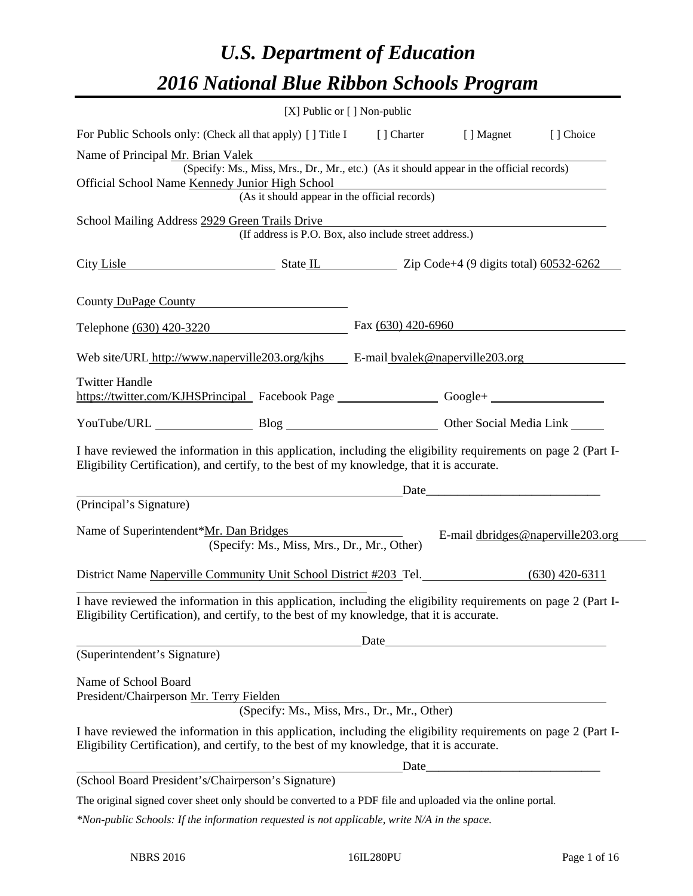# U.S. Department of Education

# 2016 National Blue Ribbon Schools Program

[X] Public or [ ] Non-public

For Public Schools only: (Check all that apply) [ ] Title I [ ] Charter [ ] Magnet [ ] Choice

Name of Principal Mr. Brian Valek
(Specify: Ms., Miss, Mrs., Dr., Mr., etc.) (As it should appear in the official records)

Official School Name Kennedy Junior High School
(As it should appear in the official records)

School Mailing Address 2929 Green Trails Drive
(If address is P.O. Box, also include street address.)

City Lisle State IL Zip Code+4 (9 digits total) 60532-6262

County DuPage County

Telephone (630) 420-3220 Fax (630) 420-6960

Web site/URL http://www.naperville203.org/kjhs E-mail bvalek@naperville203.org

Twitter Handle https://twitter.com/KJHSPrincipal Facebook Page ______ Google+ ______

YouTube/URL ______ Blog ______ Other Social Media Link ______

I have reviewed the information in this application, including the eligibility requirements on page 2 (Part I-Eligibility Certification), and certify, to the best of my knowledge, that it is accurate.

_________________________ Date_________________________
(Principal's Signature)

Name of Superintendent*Mr. Dan Bridges E-mail dbridges@naperville203.org
(Specify: Ms., Miss, Mrs., Dr., Mr., Other)

District Name Naperville Community Unit School District #203 Tel. (630) 420-6311

I have reviewed the information in this application, including the eligibility requirements on page 2 (Part I-Eligibility Certification), and certify, to the best of my knowledge, that it is accurate.

_________________________ Date_________________________
(Superintendent's Signature)

Name of School Board
President/Chairperson Mr. Terry Fielden
(Specify: Ms., Miss, Mrs., Dr., Mr., Other)

I have reviewed the information in this application, including the eligibility requirements on page 2 (Part I-Eligibility Certification), and certify, to the best of my knowledge, that it is accurate.

_________________________ Date_________________________
(School Board President's/Chairperson's Signature)

The original signed cover sheet only should be converted to a PDF file and uploaded via the online portal.

*\*Non-public Schools: If the information requested is not applicable, write N/A in the space.*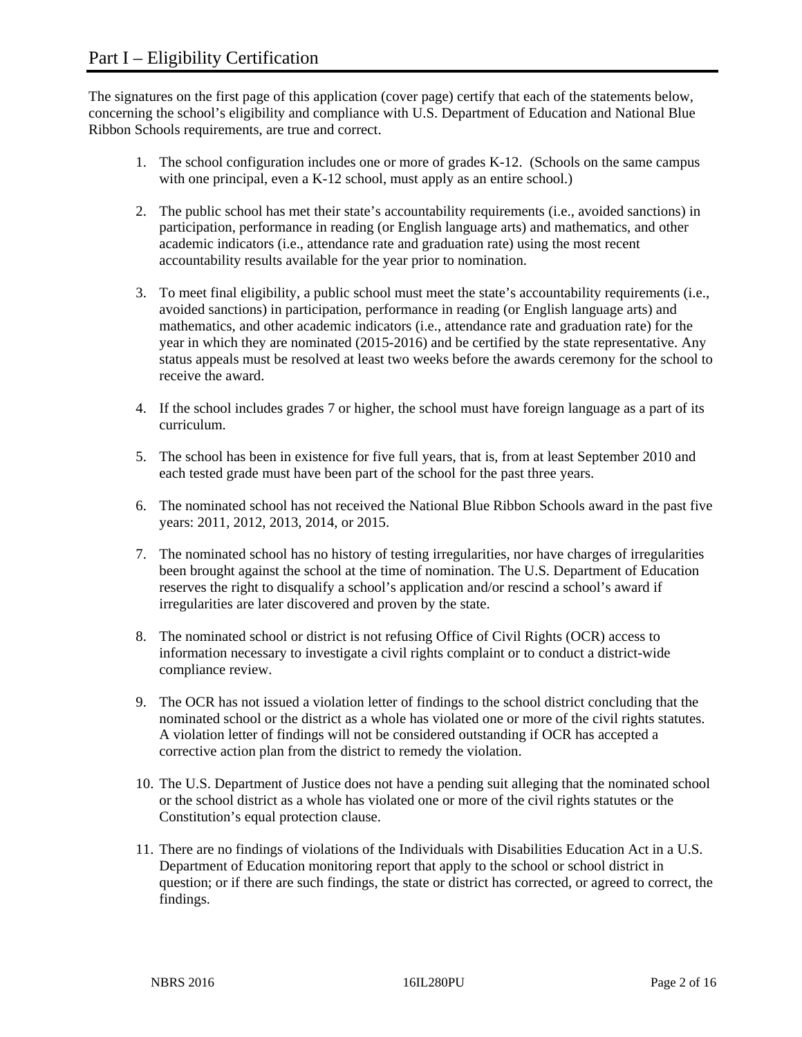# Part I – Eligibility Certification

The signatures on the first page of this application (cover page) certify that each of the statements below, concerning the school's eligibility and compliance with U.S. Department of Education and National Blue Ribbon Schools requirements, are true and correct.

1. The school configuration includes one or more of grades K-12. (Schools on the same campus with one principal, even a K-12 school, must apply as an entire school.)

2. The public school has met their state's accountability requirements (i.e., avoided sanctions) in participation, performance in reading (or English language arts) and mathematics, and other academic indicators (i.e., attendance rate and graduation rate) using the most recent accountability results available for the year prior to nomination.

3. To meet final eligibility, a public school must meet the state's accountability requirements (i.e., avoided sanctions) in participation, performance in reading (or English language arts) and mathematics, and other academic indicators (i.e., attendance rate and graduation rate) for the year in which they are nominated (2015-2016) and be certified by the state representative. Any status appeals must be resolved at least two weeks before the awards ceremony for the school to receive the award.

4. If the school includes grades 7 or higher, the school must have foreign language as a part of its curriculum.

5. The school has been in existence for five full years, that is, from at least September 2010 and each tested grade must have been part of the school for the past three years.

6. The nominated school has not received the National Blue Ribbon Schools award in the past five years: 2011, 2012, 2013, 2014, or 2015.

7. The nominated school has no history of testing irregularities, nor have charges of irregularities been brought against the school at the time of nomination. The U.S. Department of Education reserves the right to disqualify a school's application and/or rescind a school's award if irregularities are later discovered and proven by the state.

8. The nominated school or district is not refusing Office of Civil Rights (OCR) access to information necessary to investigate a civil rights complaint or to conduct a district-wide compliance review.

9. The OCR has not issued a violation letter of findings to the school district concluding that the nominated school or the district as a whole has violated one or more of the civil rights statutes. A violation letter of findings will not be considered outstanding if OCR has accepted a corrective action plan from the district to remedy the violation.

10. The U.S. Department of Justice does not have a pending suit alleging that the nominated school or the school district as a whole has violated one or more of the civil rights statutes or the Constitution's equal protection clause.

11. There are no findings of violations of the Individuals with Disabilities Education Act in a U.S. Department of Education monitoring report that apply to the school or school district in question; or if there are such findings, the state or district has corrected, or agreed to correct, the findings.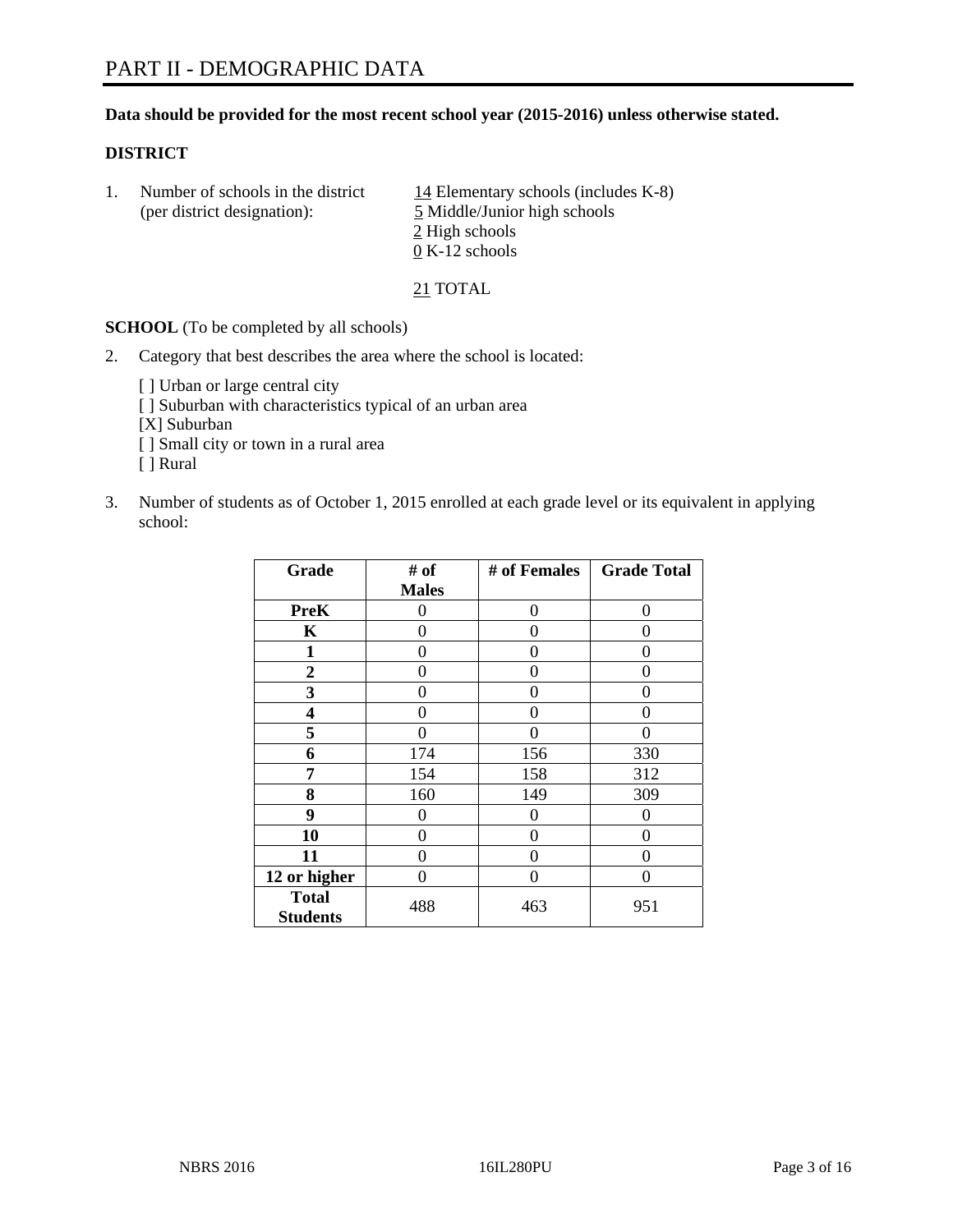# PART II - DEMOGRAPHIC DATA

**Data should be provided for the most recent school year (2015-2016) unless otherwise stated.**

**DISTRICT**

1. Number of schools in the district (per district designation):
   - 14 Elementary schools (includes K-8)
   - 5 Middle/Junior high schools
   - 2 High schools
   - 0 K-12 schools

   21 TOTAL

**SCHOOL** (To be completed by all schools)

2. Category that best describes the area where the school is located:

   [ ] Urban or large central city
   [ ] Suburban with characteristics typical of an urban area
   [X] Suburban
   [ ] Small city or town in a rural area
   [ ] Rural

3. Number of students as of October 1, 2015 enrolled at each grade level or its equivalent in applying school:

| Grade | # of Males | # of Females | Grade Total |
|---|---|---|---|
| **PreK** | 0 | 0 | 0 |
| **K** | 0 | 0 | 0 |
| **1** | 0 | 0 | 0 |
| **2** | 0 | 0 | 0 |
| **3** | 0 | 0 | 0 |
| **4** | 0 | 0 | 0 |
| **5** | 0 | 0 | 0 |
| **6** | 174 | 156 | 330 |
| **7** | 154 | 158 | 312 |
| **8** | 160 | 149 | 309 |
| **9** | 0 | 0 | 0 |
| **10** | 0 | 0 | 0 |
| **11** | 0 | 0 | 0 |
| **12 or higher** | 0 | 0 | 0 |
| **Total Students** | 488 | 463 | 951 |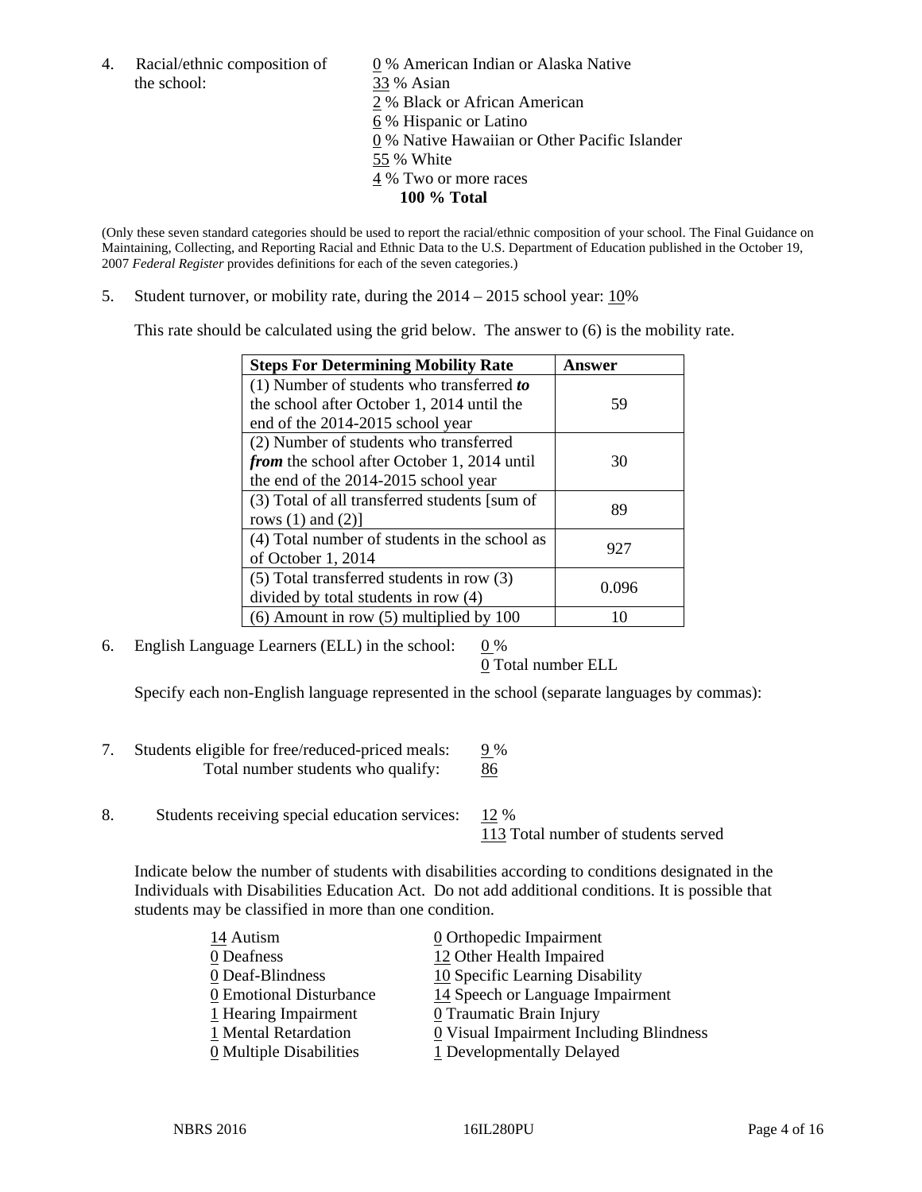4. Racial/ethnic composition of the school:

0 % American Indian or Alaska Native
33 % Asian
2 % Black or African American
6 % Hispanic or Latino
0 % Native Hawaiian or Other Pacific Islander
55 % White
4 % Two or more races
**100 % Total**

(Only these seven standard categories should be used to report the racial/ethnic composition of your school. The Final Guidance on Maintaining, Collecting, and Reporting Racial and Ethnic Data to the U.S. Department of Education published in the October 19, 2007 *Federal Register* provides definitions for each of the seven categories.)

5. Student turnover, or mobility rate, during the 2014 – 2015 school year: 10%

This rate should be calculated using the grid below. The answer to (6) is the mobility rate.

| **Steps For Determining Mobility Rate** | **Answer** |
|---|---|
| (1) Number of students who transferred ***to*** the school after October 1, 2014 until the end of the 2014-2015 school year | 59 |
| (2) Number of students who transferred ***from*** the school after October 1, 2014 until the end of the 2014-2015 school year | 30 |
| (3) Total of all transferred students [sum of rows (1) and (2)] | 89 |
| (4) Total number of students in the school as of October 1, 2014 | 927 |
| (5) Total transferred students in row (3) divided by total students in row (4) | 0.096 |
| (6) Amount in row (5) multiplied by 100 | 10 |

6. English Language Learners (ELL) in the school: 0 %
0 Total number ELL

Specify each non-English language represented in the school (separate languages by commas):

7. Students eligible for free/reduced-priced meals: 9 %
Total number students who qualify: 86

8. Students receiving special education services: 12 %
113 Total number of students served

Indicate below the number of students with disabilities according to conditions designated in the Individuals with Disabilities Education Act. Do not add additional conditions. It is possible that students may be classified in more than one condition.

14 Autism
0 Deafness
0 Deaf-Blindness
0 Emotional Disturbance
1 Hearing Impairment
1 Mental Retardation
0 Multiple Disabilities
0 Orthopedic Impairment
12 Other Health Impaired
10 Specific Learning Disability
14 Speech or Language Impairment
0 Traumatic Brain Injury
0 Visual Impairment Including Blindness
1 Developmentally Delayed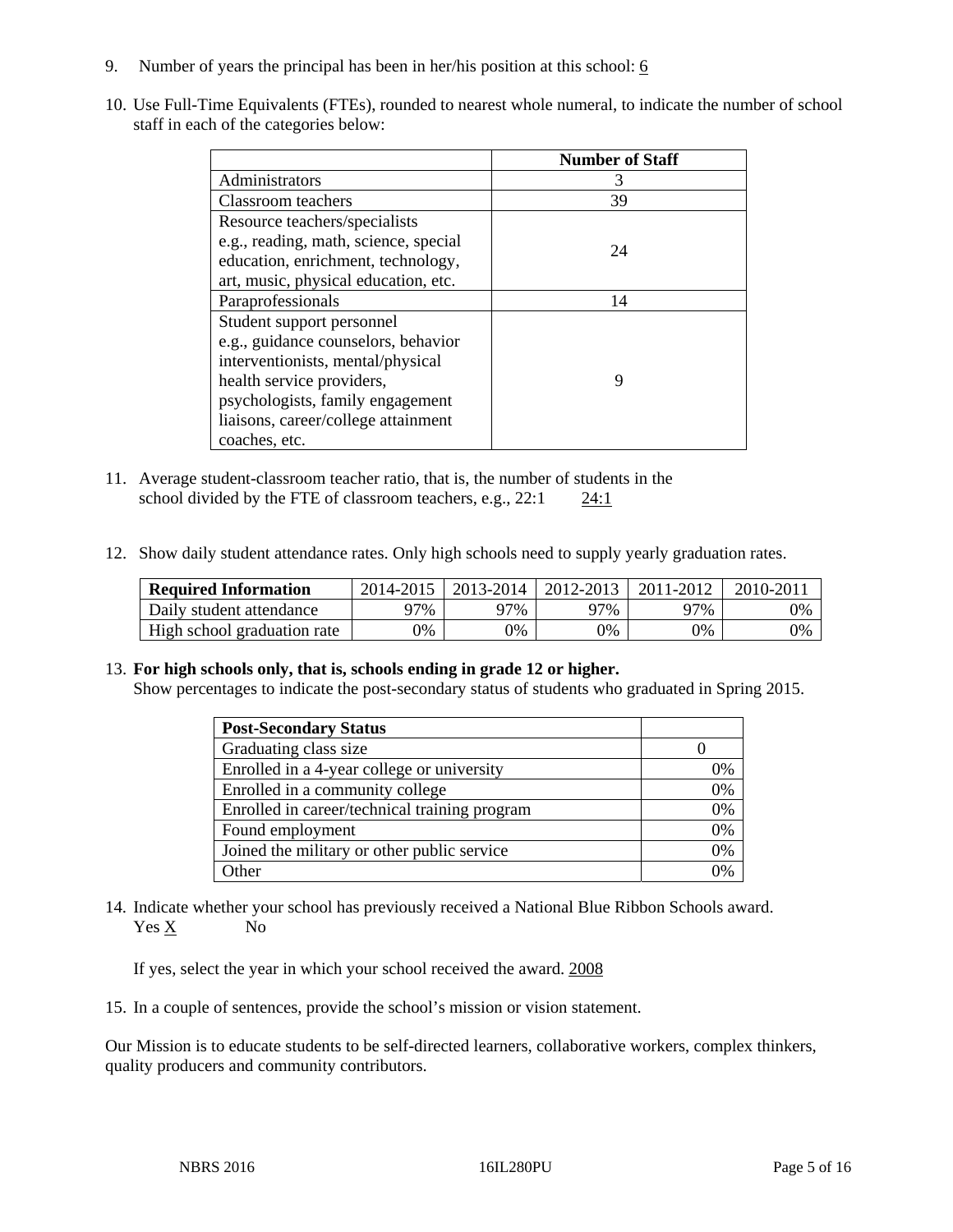9. Number of years the principal has been in her/his position at this school: 6

10. Use Full-Time Equivalents (FTEs), rounded to nearest whole numeral, to indicate the number of school staff in each of the categories below:

| | Number of Staff |
|---|---|
| Administrators | 3 |
| Classroom teachers | 39 |
| Resource teachers/specialists e.g., reading, math, science, special education, enrichment, technology, art, music, physical education, etc. | 24 |
| Paraprofessionals | 14 |
| Student support personnel e.g., guidance counselors, behavior interventionists, mental/physical health service providers, psychologists, family engagement liaisons, career/college attainment coaches, etc. | 9 |

11. Average student-classroom teacher ratio, that is, the number of students in the school divided by the FTE of classroom teachers, e.g., 22:1 24:1

12. Show daily student attendance rates. Only high schools need to supply yearly graduation rates.

| Required Information | 2014-2015 | 2013-2014 | 2012-2013 | 2011-2012 | 2010-2011 |
|---|---|---|---|---|---|
| Daily student attendance | 97% | 97% | 97% | 97% | 0% |
| High school graduation rate | 0% | 0% | 0% | 0% | 0% |

13. **For high schools only, that is, schools ending in grade 12 or higher.**
Show percentages to indicate the post-secondary status of students who graduated in Spring 2015.

| Post-Secondary Status | |
|---|---|
| Graduating class size | 0 |
| Enrolled in a 4-year college or university | 0% |
| Enrolled in a community college | 0% |
| Enrolled in career/technical training program | 0% |
| Found employment | 0% |
| Joined the military or other public service | 0% |
| Other | 0% |

14. Indicate whether your school has previously received a National Blue Ribbon Schools award.
Yes X No

If yes, select the year in which your school received the award. 2008

15. In a couple of sentences, provide the school's mission or vision statement.

Our Mission is to educate students to be self-directed learners, collaborative workers, complex thinkers, quality producers and community contributors.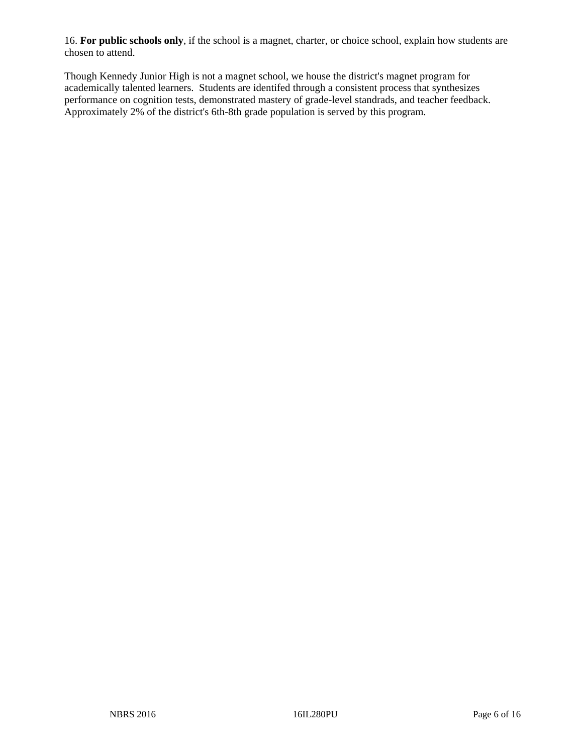16. **For public schools only**, if the school is a magnet, charter, or choice school, explain how students are chosen to attend.

Though Kennedy Junior High is not a magnet school, we house the district's magnet program for academically talented learners. Students are identifed through a consistent process that synthesizes performance on cognition tests, demonstrated mastery of grade-level standrads, and teacher feedback. Approximately 2% of the district's 6th-8th grade population is served by this program.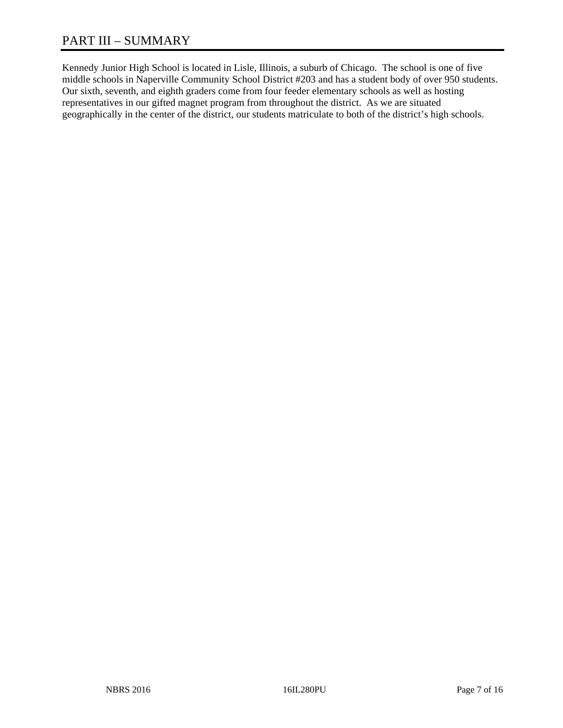# PART III – SUMMARY

Kennedy Junior High School is located in Lisle, Illinois, a suburb of Chicago. The school is one of five middle schools in Naperville Community School District #203 and has a student body of over 950 students. Our sixth, seventh, and eighth graders come from four feeder elementary schools as well as hosting representatives in our gifted magnet program from throughout the district. As we are situated geographically in the center of the district, our students matriculate to both of the district's high schools.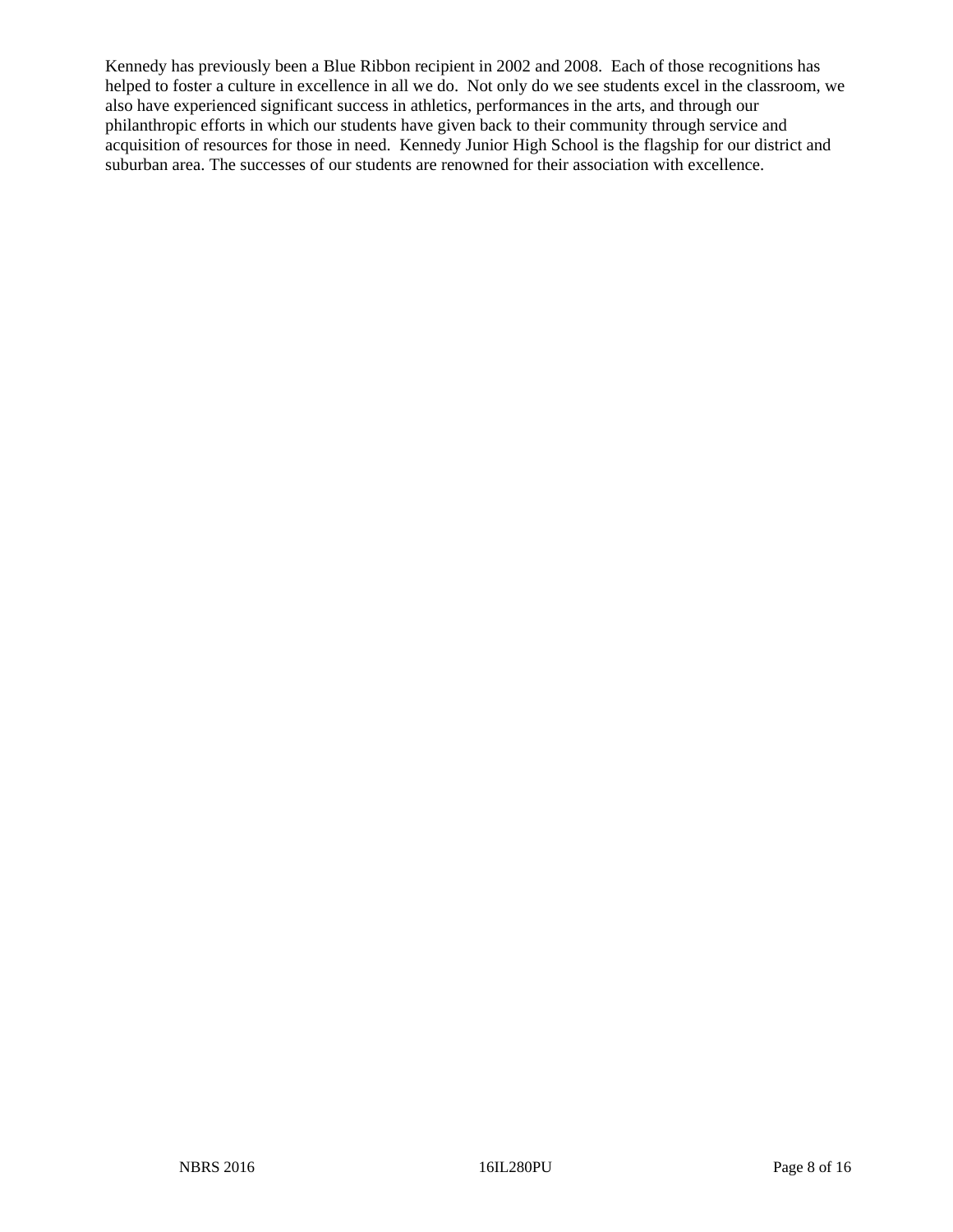Kennedy has previously been a Blue Ribbon recipient in 2002 and 2008. Each of those recognitions has helped to foster a culture in excellence in all we do. Not only do we see students excel in the classroom, we also have experienced significant success in athletics, performances in the arts, and through our philanthropic efforts in which our students have given back to their community through service and acquisition of resources for those in need. Kennedy Junior High School is the flagship for our district and suburban area. The successes of our students are renowned for their association with excellence.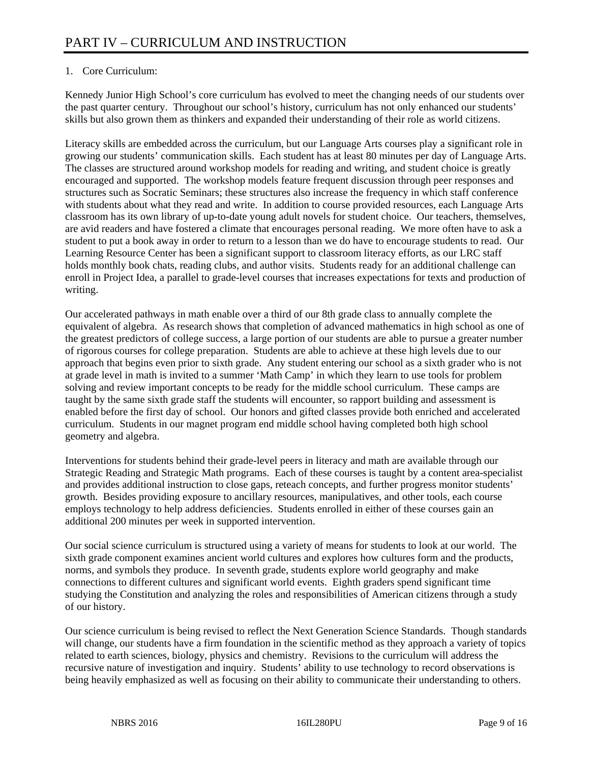# PART IV – CURRICULUM AND INSTRUCTION

1. Core Curriculum:

Kennedy Junior High School's core curriculum has evolved to meet the changing needs of our students over the past quarter century. Throughout our school's history, curriculum has not only enhanced our students' skills but also grown them as thinkers and expanded their understanding of their role as world citizens.

Literacy skills are embedded across the curriculum, but our Language Arts courses play a significant role in growing our students' communication skills. Each student has at least 80 minutes per day of Language Arts. The classes are structured around workshop models for reading and writing, and student choice is greatly encouraged and supported. The workshop models feature frequent discussion through peer responses and structures such as Socratic Seminars; these structures also increase the frequency in which staff conference with students about what they read and write. In addition to course provided resources, each Language Arts classroom has its own library of up-to-date young adult novels for student choice. Our teachers, themselves, are avid readers and have fostered a climate that encourages personal reading. We more often have to ask a student to put a book away in order to return to a lesson than we do have to encourage students to read. Our Learning Resource Center has been a significant support to classroom literacy efforts, as our LRC staff holds monthly book chats, reading clubs, and author visits. Students ready for an additional challenge can enroll in Project Idea, a parallel to grade-level courses that increases expectations for texts and production of writing.

Our accelerated pathways in math enable over a third of our 8th grade class to annually complete the equivalent of algebra. As research shows that completion of advanced mathematics in high school as one of the greatest predictors of college success, a large portion of our students are able to pursue a greater number of rigorous courses for college preparation. Students are able to achieve at these high levels due to our approach that begins even prior to sixth grade. Any student entering our school as a sixth grader who is not at grade level in math is invited to a summer 'Math Camp' in which they learn to use tools for problem solving and review important concepts to be ready for the middle school curriculum. These camps are taught by the same sixth grade staff the students will encounter, so rapport building and assessment is enabled before the first day of school. Our honors and gifted classes provide both enriched and accelerated curriculum. Students in our magnet program end middle school having completed both high school geometry and algebra.

Interventions for students behind their grade-level peers in literacy and math are available through our Strategic Reading and Strategic Math programs. Each of these courses is taught by a content area-specialist and provides additional instruction to close gaps, reteach concepts, and further progress monitor students' growth. Besides providing exposure to ancillary resources, manipulatives, and other tools, each course employs technology to help address deficiencies. Students enrolled in either of these courses gain an additional 200 minutes per week in supported intervention.

Our social science curriculum is structured using a variety of means for students to look at our world. The sixth grade component examines ancient world cultures and explores how cultures form and the products, norms, and symbols they produce. In seventh grade, students explore world geography and make connections to different cultures and significant world events. Eighth graders spend significant time studying the Constitution and analyzing the roles and responsibilities of American citizens through a study of our history.

Our science curriculum is being revised to reflect the Next Generation Science Standards. Though standards will change, our students have a firm foundation in the scientific method as they approach a variety of topics related to earth sciences, biology, physics and chemistry. Revisions to the curriculum will address the recursive nature of investigation and inquiry. Students' ability to use technology to record observations is being heavily emphasized as well as focusing on their ability to communicate their understanding to others.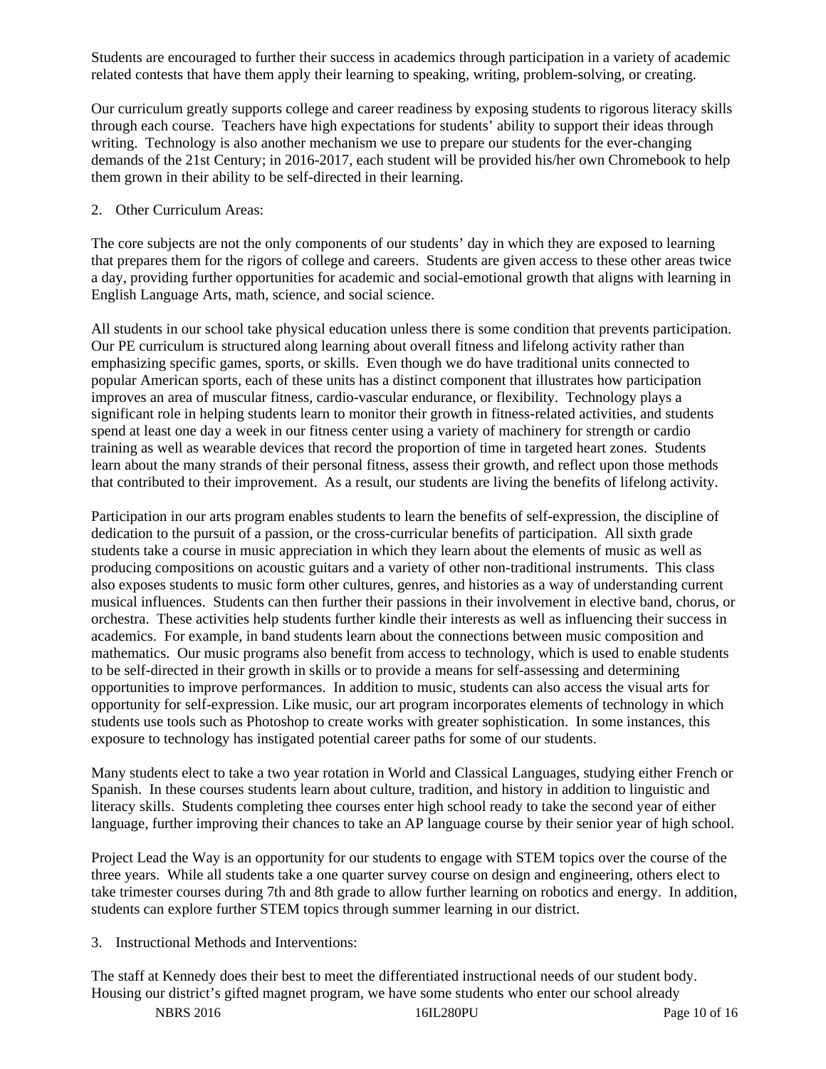Students are encouraged to further their success in academics through participation in a variety of academic related contests that have them apply their learning to speaking, writing, problem-solving, or creating.

Our curriculum greatly supports college and career readiness by exposing students to rigorous literacy skills through each course. Teachers have high expectations for students' ability to support their ideas through writing. Technology is also another mechanism we use to prepare our students for the ever-changing demands of the 21st Century; in 2016-2017, each student will be provided his/her own Chromebook to help them grown in their ability to be self-directed in their learning.

2. Other Curriculum Areas:

The core subjects are not the only components of our students' day in which they are exposed to learning that prepares them for the rigors of college and careers. Students are given access to these other areas twice a day, providing further opportunities for academic and social-emotional growth that aligns with learning in English Language Arts, math, science, and social science.

All students in our school take physical education unless there is some condition that prevents participation. Our PE curriculum is structured along learning about overall fitness and lifelong activity rather than emphasizing specific games, sports, or skills. Even though we do have traditional units connected to popular American sports, each of these units has a distinct component that illustrates how participation improves an area of muscular fitness, cardio-vascular endurance, or flexibility. Technology plays a significant role in helping students learn to monitor their growth in fitness-related activities, and students spend at least one day a week in our fitness center using a variety of machinery for strength or cardio training as well as wearable devices that record the proportion of time in targeted heart zones. Students learn about the many strands of their personal fitness, assess their growth, and reflect upon those methods that contributed to their improvement. As a result, our students are living the benefits of lifelong activity.

Participation in our arts program enables students to learn the benefits of self-expression, the discipline of dedication to the pursuit of a passion, or the cross-curricular benefits of participation. All sixth grade students take a course in music appreciation in which they learn about the elements of music as well as producing compositions on acoustic guitars and a variety of other non-traditional instruments. This class also exposes students to music form other cultures, genres, and histories as a way of understanding current musical influences. Students can then further their passions in their involvement in elective band, chorus, or orchestra. These activities help students further kindle their interests as well as influencing their success in academics. For example, in band students learn about the connections between music composition and mathematics. Our music programs also benefit from access to technology, which is used to enable students to be self-directed in their growth in skills or to provide a means for self-assessing and determining opportunities to improve performances. In addition to music, students can also access the visual arts for opportunity for self-expression. Like music, our art program incorporates elements of technology in which students use tools such as Photoshop to create works with greater sophistication. In some instances, this exposure to technology has instigated potential career paths for some of our students.

Many students elect to take a two year rotation in World and Classical Languages, studying either French or Spanish. In these courses students learn about culture, tradition, and history in addition to linguistic and literacy skills. Students completing thee courses enter high school ready to take the second year of either language, further improving their chances to take an AP language course by their senior year of high school.

Project Lead the Way is an opportunity for our students to engage with STEM topics over the course of the three years. While all students take a one quarter survey course on design and engineering, others elect to take trimester courses during 7th and 8th grade to allow further learning on robotics and energy. In addition, students can explore further STEM topics through summer learning in our district.

3. Instructional Methods and Interventions:

The staff at Kennedy does their best to meet the differentiated instructional needs of our student body. Housing our district's gifted magnet program, we have some students who enter our school already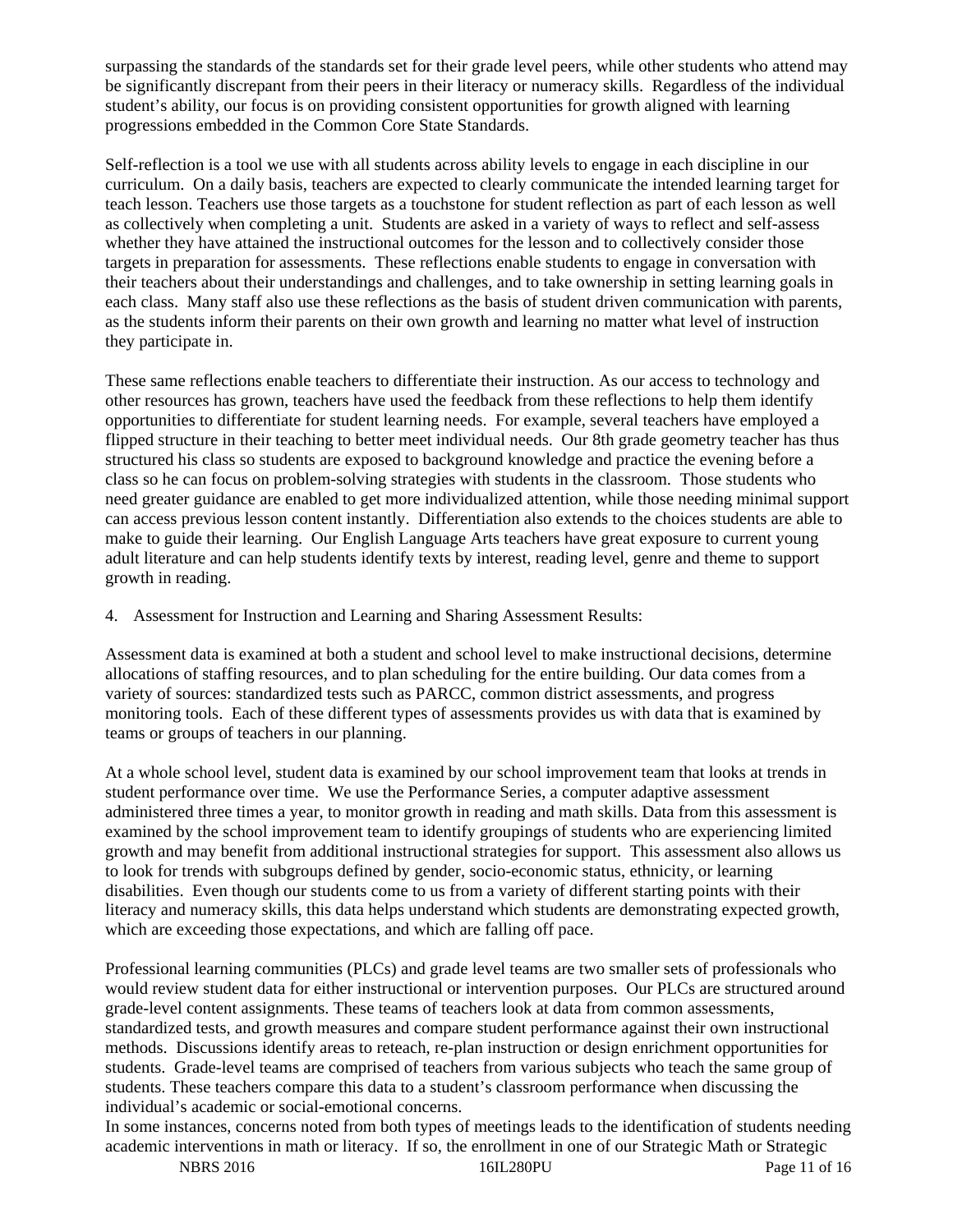surpassing the standards of the standards set for their grade level peers, while other students who attend may be significantly discrepant from their peers in their literacy or numeracy skills. Regardless of the individual student's ability, our focus is on providing consistent opportunities for growth aligned with learning progressions embedded in the Common Core State Standards.

Self-reflection is a tool we use with all students across ability levels to engage in each discipline in our curriculum. On a daily basis, teachers are expected to clearly communicate the intended learning target for teach lesson. Teachers use those targets as a touchstone for student reflection as part of each lesson as well as collectively when completing a unit. Students are asked in a variety of ways to reflect and self-assess whether they have attained the instructional outcomes for the lesson and to collectively consider those targets in preparation for assessments. These reflections enable students to engage in conversation with their teachers about their understandings and challenges, and to take ownership in setting learning goals in each class. Many staff also use these reflections as the basis of student driven communication with parents, as the students inform their parents on their own growth and learning no matter what level of instruction they participate in.

These same reflections enable teachers to differentiate their instruction. As our access to technology and other resources has grown, teachers have used the feedback from these reflections to help them identify opportunities to differentiate for student learning needs. For example, several teachers have employed a flipped structure in their teaching to better meet individual needs. Our 8th grade geometry teacher has thus structured his class so students are exposed to background knowledge and practice the evening before a class so he can focus on problem-solving strategies with students in the classroom. Those students who need greater guidance are enabled to get more individualized attention, while those needing minimal support can access previous lesson content instantly. Differentiation also extends to the choices students are able to make to guide their learning. Our English Language Arts teachers have great exposure to current young adult literature and can help students identify texts by interest, reading level, genre and theme to support growth in reading.

4. Assessment for Instruction and Learning and Sharing Assessment Results:

Assessment data is examined at both a student and school level to make instructional decisions, determine allocations of staffing resources, and to plan scheduling for the entire building. Our data comes from a variety of sources: standardized tests such as PARCC, common district assessments, and progress monitoring tools. Each of these different types of assessments provides us with data that is examined by teams or groups of teachers in our planning.

At a whole school level, student data is examined by our school improvement team that looks at trends in student performance over time. We use the Performance Series, a computer adaptive assessment administered three times a year, to monitor growth in reading and math skills. Data from this assessment is examined by the school improvement team to identify groupings of students who are experiencing limited growth and may benefit from additional instructional strategies for support. This assessment also allows us to look for trends with subgroups defined by gender, socio-economic status, ethnicity, or learning disabilities. Even though our students come to us from a variety of different starting points with their literacy and numeracy skills, this data helps understand which students are demonstrating expected growth, which are exceeding those expectations, and which are falling off pace.

Professional learning communities (PLCs) and grade level teams are two smaller sets of professionals who would review student data for either instructional or intervention purposes. Our PLCs are structured around grade-level content assignments. These teams of teachers look at data from common assessments, standardized tests, and growth measures and compare student performance against their own instructional methods. Discussions identify areas to reteach, re-plan instruction or design enrichment opportunities for students. Grade-level teams are comprised of teachers from various subjects who teach the same group of students. These teachers compare this data to a student's classroom performance when discussing the individual's academic or social-emotional concerns.
In some instances, concerns noted from both types of meetings leads to the identification of students needing academic interventions in math or literacy. If so, the enrollment in one of our Strategic Math or Strategic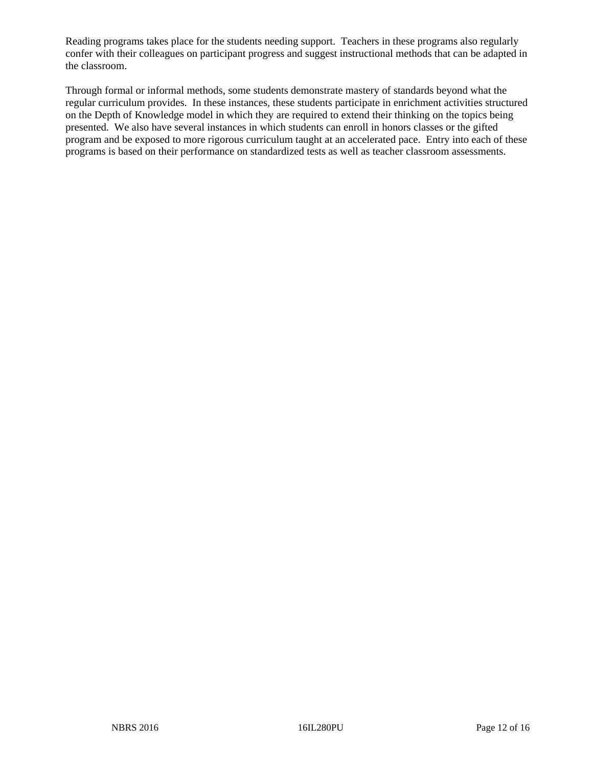Reading programs takes place for the students needing support. Teachers in these programs also regularly confer with their colleagues on participant progress and suggest instructional methods that can be adapted in the classroom.

Through formal or informal methods, some students demonstrate mastery of standards beyond what the regular curriculum provides. In these instances, these students participate in enrichment activities structured on the Depth of Knowledge model in which they are required to extend their thinking on the topics being presented. We also have several instances in which students can enroll in honors classes or the gifted program and be exposed to more rigorous curriculum taught at an accelerated pace. Entry into each of these programs is based on their performance on standardized tests as well as teacher classroom assessments.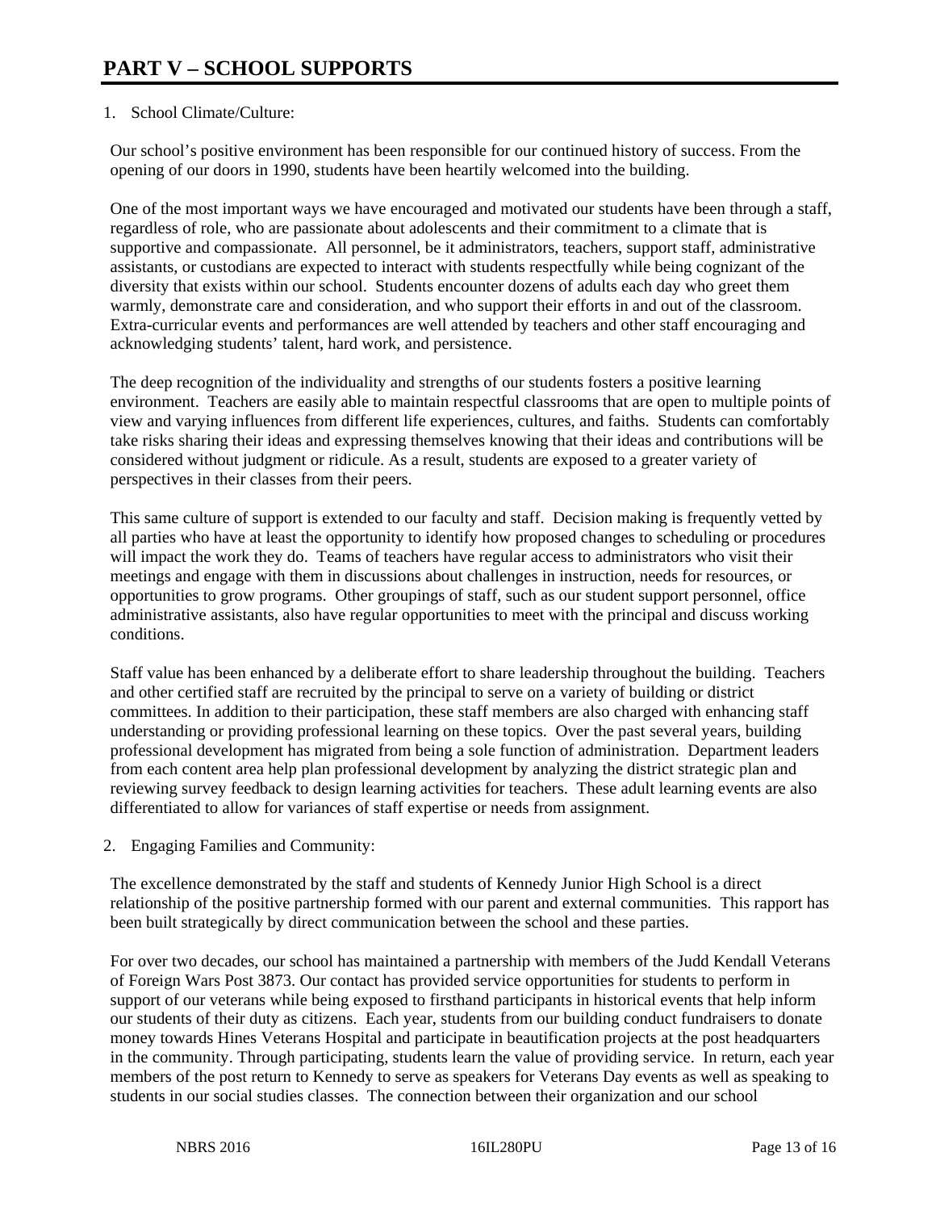# PART V – SCHOOL SUPPORTS

1. School Climate/Culture:

Our school's positive environment has been responsible for our continued history of success. From the opening of our doors in 1990, students have been heartily welcomed into the building.

One of the most important ways we have encouraged and motivated our students have been through a staff, regardless of role, who are passionate about adolescents and their commitment to a climate that is supportive and compassionate. All personnel, be it administrators, teachers, support staff, administrative assistants, or custodians are expected to interact with students respectfully while being cognizant of the diversity that exists within our school. Students encounter dozens of adults each day who greet them warmly, demonstrate care and consideration, and who support their efforts in and out of the classroom. Extra-curricular events and performances are well attended by teachers and other staff encouraging and acknowledging students' talent, hard work, and persistence.

The deep recognition of the individuality and strengths of our students fosters a positive learning environment. Teachers are easily able to maintain respectful classrooms that are open to multiple points of view and varying influences from different life experiences, cultures, and faiths. Students can comfortably take risks sharing their ideas and expressing themselves knowing that their ideas and contributions will be considered without judgment or ridicule. As a result, students are exposed to a greater variety of perspectives in their classes from their peers.

This same culture of support is extended to our faculty and staff. Decision making is frequently vetted by all parties who have at least the opportunity to identify how proposed changes to scheduling or procedures will impact the work they do. Teams of teachers have regular access to administrators who visit their meetings and engage with them in discussions about challenges in instruction, needs for resources, or opportunities to grow programs. Other groupings of staff, such as our student support personnel, office administrative assistants, also have regular opportunities to meet with the principal and discuss working conditions.

Staff value has been enhanced by a deliberate effort to share leadership throughout the building. Teachers and other certified staff are recruited by the principal to serve on a variety of building or district committees. In addition to their participation, these staff members are also charged with enhancing staff understanding or providing professional learning on these topics. Over the past several years, building professional development has migrated from being a sole function of administration. Department leaders from each content area help plan professional development by analyzing the district strategic plan and reviewing survey feedback to design learning activities for teachers. These adult learning events are also differentiated to allow for variances of staff expertise or needs from assignment.

2. Engaging Families and Community:

The excellence demonstrated by the staff and students of Kennedy Junior High School is a direct relationship of the positive partnership formed with our parent and external communities. This rapport has been built strategically by direct communication between the school and these parties.

For over two decades, our school has maintained a partnership with members of the Judd Kendall Veterans of Foreign Wars Post 3873. Our contact has provided service opportunities for students to perform in support of our veterans while being exposed to firsthand participants in historical events that help inform our students of their duty as citizens. Each year, students from our building conduct fundraisers to donate money towards Hines Veterans Hospital and participate in beautification projects at the post headquarters in the community. Through participating, students learn the value of providing service. In return, each year members of the post return to Kennedy to serve as speakers for Veterans Day events as well as speaking to students in our social studies classes. The connection between their organization and our school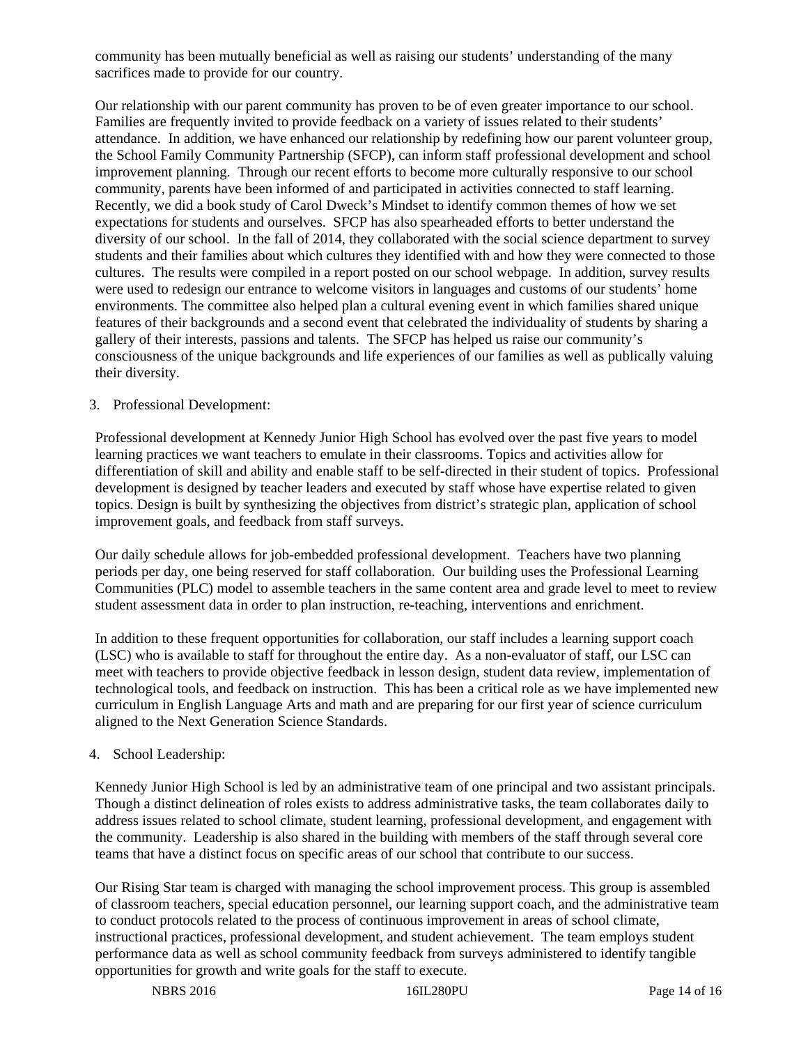community has been mutually beneficial as well as raising our students' understanding of the many sacrifices made to provide for our country.

Our relationship with our parent community has proven to be of even greater importance to our school. Families are frequently invited to provide feedback on a variety of issues related to their students' attendance. In addition, we have enhanced our relationship by redefining how our parent volunteer group, the School Family Community Partnership (SFCP), can inform staff professional development and school improvement planning. Through our recent efforts to become more culturally responsive to our school community, parents have been informed of and participated in activities connected to staff learning. Recently, we did a book study of Carol Dweck's Mindset to identify common themes of how we set expectations for students and ourselves. SFCP has also spearheaded efforts to better understand the diversity of our school. In the fall of 2014, they collaborated with the social science department to survey students and their families about which cultures they identified with and how they were connected to those cultures. The results were compiled in a report posted on our school webpage. In addition, survey results were used to redesign our entrance to welcome visitors in languages and customs of our students' home environments. The committee also helped plan a cultural evening event in which families shared unique features of their backgrounds and a second event that celebrated the individuality of students by sharing a gallery of their interests, passions and talents. The SFCP has helped us raise our community's consciousness of the unique backgrounds and life experiences of our families as well as publically valuing their diversity.

3. Professional Development:

Professional development at Kennedy Junior High School has evolved over the past five years to model learning practices we want teachers to emulate in their classrooms. Topics and activities allow for differentiation of skill and ability and enable staff to be self-directed in their student of topics. Professional development is designed by teacher leaders and executed by staff whose have expertise related to given topics. Design is built by synthesizing the objectives from district's strategic plan, application of school improvement goals, and feedback from staff surveys.

Our daily schedule allows for job-embedded professional development. Teachers have two planning periods per day, one being reserved for staff collaboration. Our building uses the Professional Learning Communities (PLC) model to assemble teachers in the same content area and grade level to meet to review student assessment data in order to plan instruction, re-teaching, interventions and enrichment.

In addition to these frequent opportunities for collaboration, our staff includes a learning support coach (LSC) who is available to staff for throughout the entire day. As a non-evaluator of staff, our LSC can meet with teachers to provide objective feedback in lesson design, student data review, implementation of technological tools, and feedback on instruction. This has been a critical role as we have implemented new curriculum in English Language Arts and math and are preparing for our first year of science curriculum aligned to the Next Generation Science Standards.

4. School Leadership:

Kennedy Junior High School is led by an administrative team of one principal and two assistant principals. Though a distinct delineation of roles exists to address administrative tasks, the team collaborates daily to address issues related to school climate, student learning, professional development, and engagement with the community. Leadership is also shared in the building with members of the staff through several core teams that have a distinct focus on specific areas of our school that contribute to our success.

Our Rising Star team is charged with managing the school improvement process. This group is assembled of classroom teachers, special education personnel, our learning support coach, and the administrative team to conduct protocols related to the process of continuous improvement in areas of school climate, instructional practices, professional development, and student achievement. The team employs student performance data as well as school community feedback from surveys administered to identify tangible opportunities for growth and write goals for the staff to execute.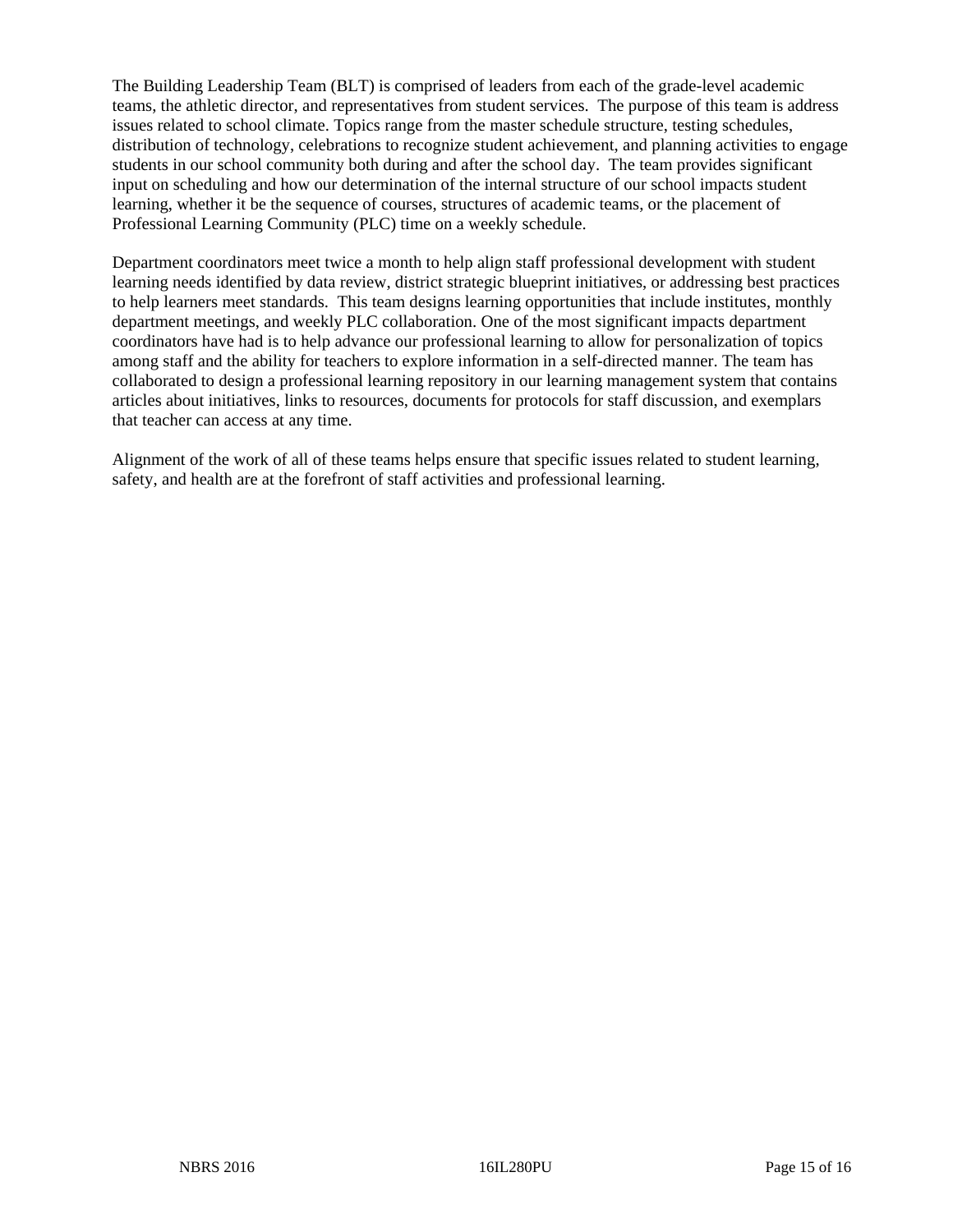The Building Leadership Team (BLT) is comprised of leaders from each of the grade-level academic teams, the athletic director, and representatives from student services. The purpose of this team is address issues related to school climate. Topics range from the master schedule structure, testing schedules, distribution of technology, celebrations to recognize student achievement, and planning activities to engage students in our school community both during and after the school day. The team provides significant input on scheduling and how our determination of the internal structure of our school impacts student learning, whether it be the sequence of courses, structures of academic teams, or the placement of Professional Learning Community (PLC) time on a weekly schedule.

Department coordinators meet twice a month to help align staff professional development with student learning needs identified by data review, district strategic blueprint initiatives, or addressing best practices to help learners meet standards. This team designs learning opportunities that include institutes, monthly department meetings, and weekly PLC collaboration. One of the most significant impacts department coordinators have had is to help advance our professional learning to allow for personalization of topics among staff and the ability for teachers to explore information in a self-directed manner. The team has collaborated to design a professional learning repository in our learning management system that contains articles about initiatives, links to resources, documents for protocols for staff discussion, and exemplars that teacher can access at any time.

Alignment of the work of all of these teams helps ensure that specific issues related to student learning, safety, and health are at the forefront of staff activities and professional learning.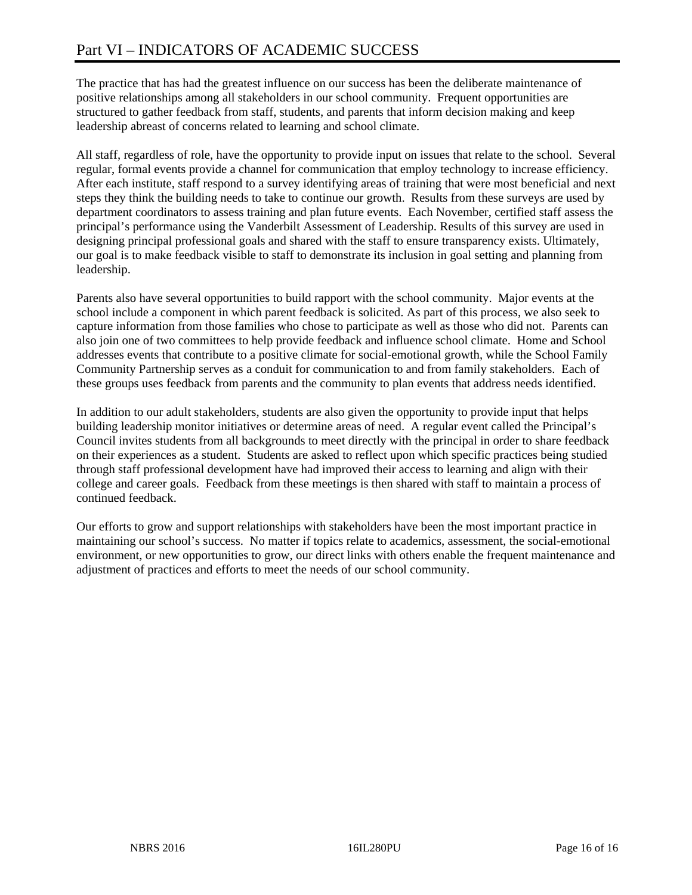# Part VI – INDICATORS OF ACADEMIC SUCCESS

The practice that has had the greatest influence on our success has been the deliberate maintenance of positive relationships among all stakeholders in our school community. Frequent opportunities are structured to gather feedback from staff, students, and parents that inform decision making and keep leadership abreast of concerns related to learning and school climate.

All staff, regardless of role, have the opportunity to provide input on issues that relate to the school. Several regular, formal events provide a channel for communication that employ technology to increase efficiency. After each institute, staff respond to a survey identifying areas of training that were most beneficial and next steps they think the building needs to take to continue our growth. Results from these surveys are used by department coordinators to assess training and plan future events. Each November, certified staff assess the principal's performance using the Vanderbilt Assessment of Leadership. Results of this survey are used in designing principal professional goals and shared with the staff to ensure transparency exists. Ultimately, our goal is to make feedback visible to staff to demonstrate its inclusion in goal setting and planning from leadership.

Parents also have several opportunities to build rapport with the school community. Major events at the school include a component in which parent feedback is solicited. As part of this process, we also seek to capture information from those families who chose to participate as well as those who did not. Parents can also join one of two committees to help provide feedback and influence school climate. Home and School addresses events that contribute to a positive climate for social-emotional growth, while the School Family Community Partnership serves as a conduit for communication to and from family stakeholders. Each of these groups uses feedback from parents and the community to plan events that address needs identified.

In addition to our adult stakeholders, students are also given the opportunity to provide input that helps building leadership monitor initiatives or determine areas of need. A regular event called the Principal's Council invites students from all backgrounds to meet directly with the principal in order to share feedback on their experiences as a student. Students are asked to reflect upon which specific practices being studied through staff professional development have had improved their access to learning and align with their college and career goals. Feedback from these meetings is then shared with staff to maintain a process of continued feedback.

Our efforts to grow and support relationships with stakeholders have been the most important practice in maintaining our school's success. No matter if topics relate to academics, assessment, the social-emotional environment, or new opportunities to grow, our direct links with others enable the frequent maintenance and adjustment of practices and efforts to meet the needs of our school community.